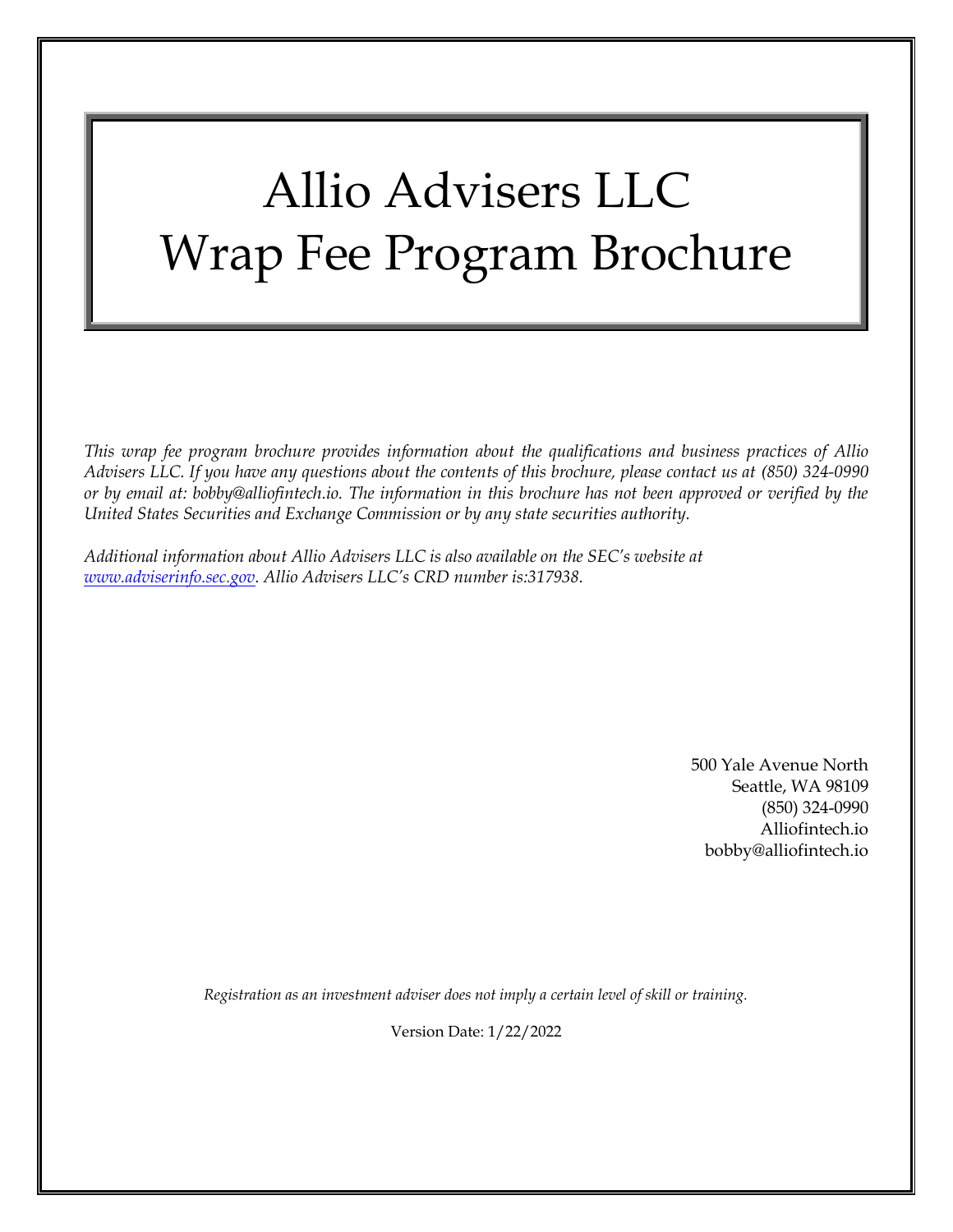# Allio Advisers LLC
# Wrap Fee Program Brochure

*This wrap fee program brochure provides information about the qualifications and business practices of Allio Advisers LLC. If you have any questions about the contents of this brochure, please contact us at (850) 324-0990 or by email at: bobby@alliofintech.io. The information in this brochure has not been approved or verified by the United States Securities and Exchange Commission or by any state securities authority.*

*Additional information about Allio Advisers LLC is also available on the SEC's website at [www.adviserinfo.sec.gov](http://www.adviserinfo.sec.gov). Allio Advisers LLC's CRD number is:317938.*

500 Yale Avenue North
Seattle, WA 98109
(850) 324-0990
Alliofintech.io
bobby@alliofintech.io

*Registration as an investment adviser does not imply a certain level of skill or training.*

Version Date: 1/22/2022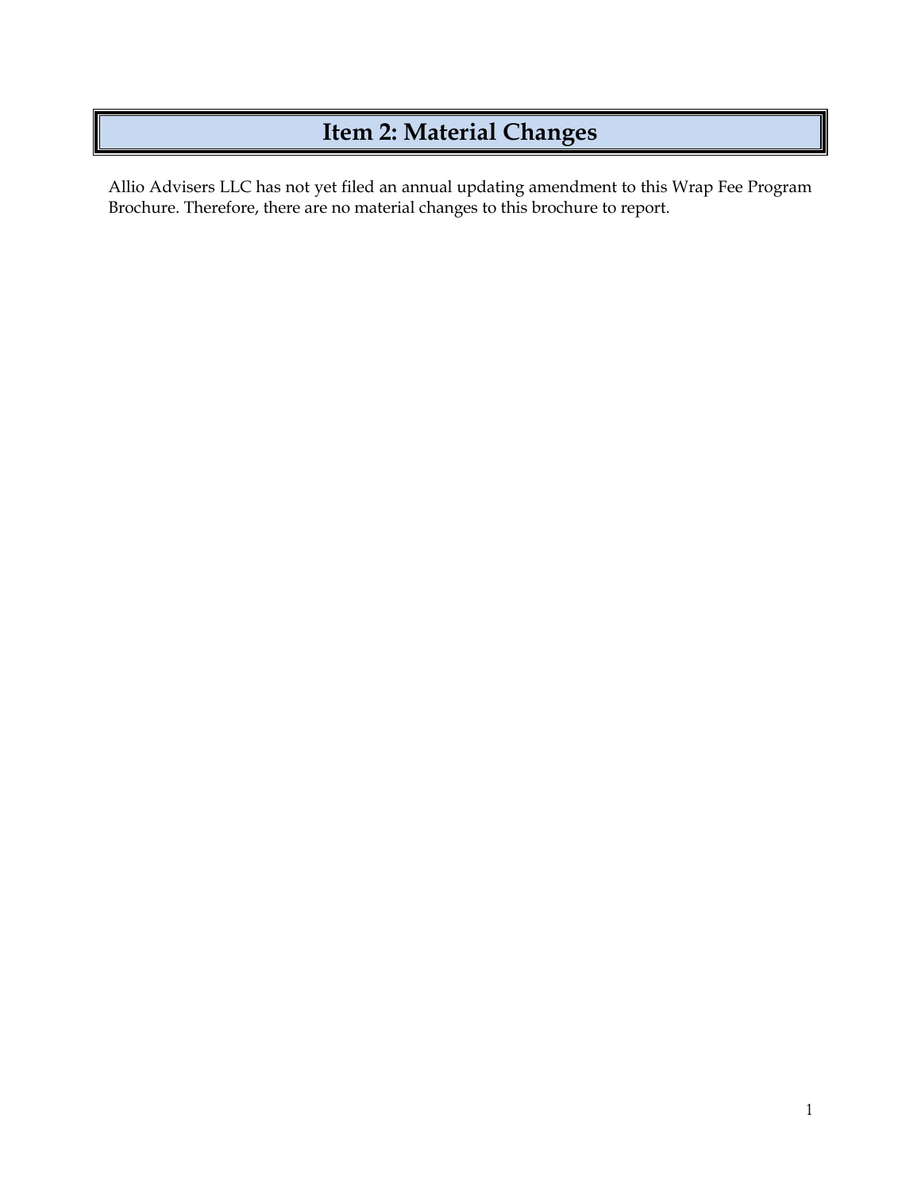# Item 2: Material Changes

Allio Advisers LLC has not yet filed an annual updating amendment to this Wrap Fee Program Brochure. Therefore, there are no material changes to this brochure to report.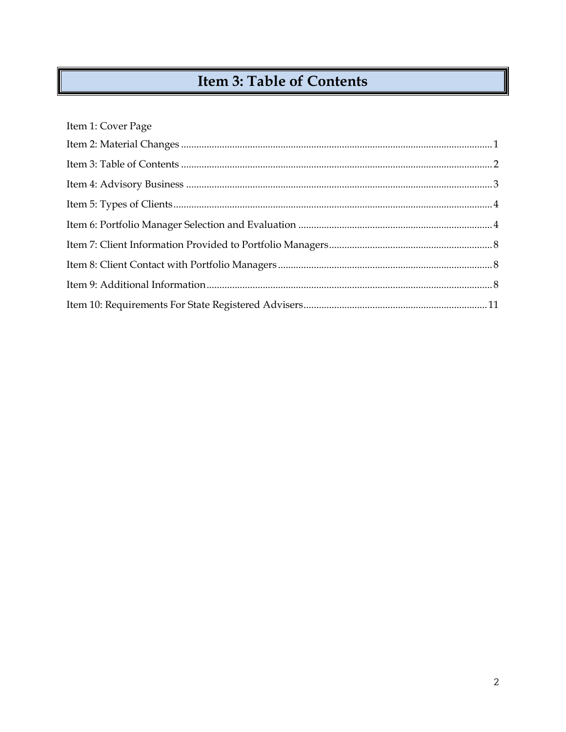# Item 3: Table of Contents

Item 1: Cover Page

Item 2: Material Changes ........................................................................................................................ 1

Item 3: Table of Contents ........................................................................................................................ 2

Item 4: Advisory Business ........................................................................................................................ 3

Item 5: Types of Clients ........................................................................................................................ 4

Item 6: Portfolio Manager Selection and Evaluation ........................................................................ 4

Item 7: Client Information Provided to Portfolio Managers ................................................................ 8

Item 8: Client Contact with Portfolio Managers ................................................................................ 8

Item 9: Additional Information ........................................................................................................ 8

Item 10: Requirements For State Registered Advisers ........................................................................ 11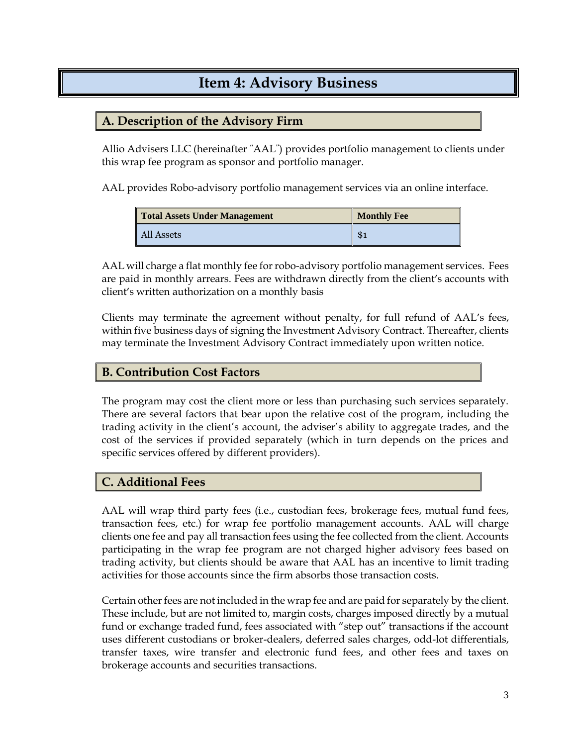# Item 4: Advisory Business

## A. Description of the Advisory Firm

Allio Advisers LLC (hereinafter "AAL") provides portfolio management to clients under this wrap fee program as sponsor and portfolio manager.

AAL provides Robo-advisory portfolio management services via an online interface.

| Total Assets Under Management | Monthly Fee |
|---|---|
| All Assets | $1 |

AAL will charge a flat monthly fee for robo-advisory portfolio management services. Fees are paid in monthly arrears. Fees are withdrawn directly from the client's accounts with client's written authorization on a monthly basis

Clients may terminate the agreement without penalty, for full refund of AAL's fees, within five business days of signing the Investment Advisory Contract. Thereafter, clients may terminate the Investment Advisory Contract immediately upon written notice.

## B. Contribution Cost Factors

The program may cost the client more or less than purchasing such services separately. There are several factors that bear upon the relative cost of the program, including the trading activity in the client's account, the adviser's ability to aggregate trades, and the cost of the services if provided separately (which in turn depends on the prices and specific services offered by different providers).

## C. Additional Fees

AAL will wrap third party fees (i.e., custodian fees, brokerage fees, mutual fund fees, transaction fees, etc.) for wrap fee portfolio management accounts. AAL will charge clients one fee and pay all transaction fees using the fee collected from the client. Accounts participating in the wrap fee program are not charged higher advisory fees based on trading activity, but clients should be aware that AAL has an incentive to limit trading activities for those accounts since the firm absorbs those transaction costs.

Certain other fees are not included in the wrap fee and are paid for separately by the client. These include, but are not limited to, margin costs, charges imposed directly by a mutual fund or exchange traded fund, fees associated with "step out" transactions if the account uses different custodians or broker-dealers, deferred sales charges, odd-lot differentials, transfer taxes, wire transfer and electronic fund fees, and other fees and taxes on brokerage accounts and securities transactions.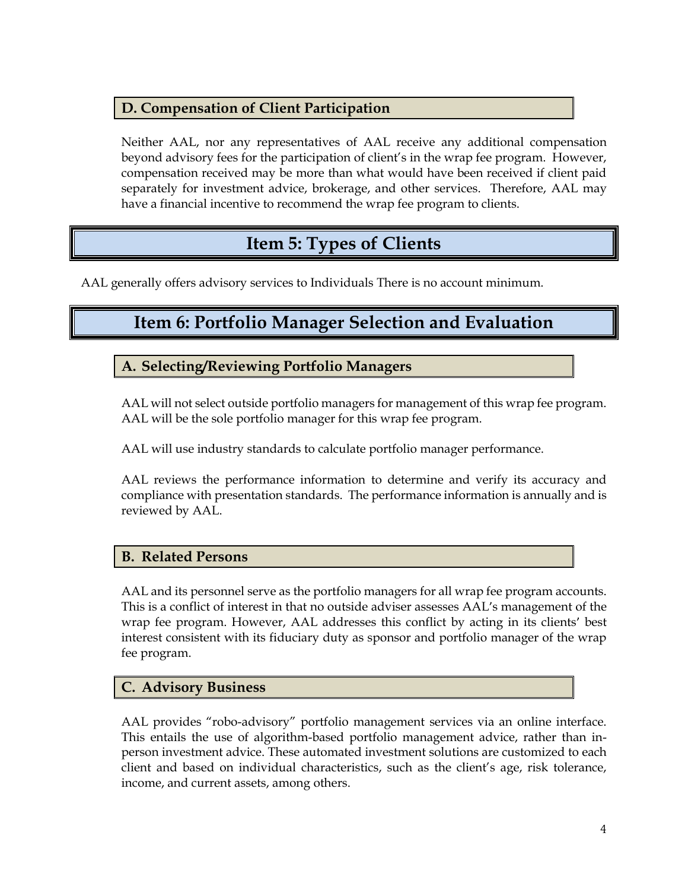### D. Compensation of Client Participation

Neither AAL, nor any representatives of AAL receive any additional compensation beyond advisory fees for the participation of client's in the wrap fee program. However, compensation received may be more than what would have been received if client paid separately for investment advice, brokerage, and other services. Therefore, AAL may have a financial incentive to recommend the wrap fee program to clients.

## Item 5: Types of Clients

AAL generally offers advisory services to Individuals There is no account minimum.

## Item 6: Portfolio Manager Selection and Evaluation

### A. Selecting/Reviewing Portfolio Managers

AAL will not select outside portfolio managers for management of this wrap fee program. AAL will be the sole portfolio manager for this wrap fee program.

AAL will use industry standards to calculate portfolio manager performance.

AAL reviews the performance information to determine and verify its accuracy and compliance with presentation standards. The performance information is annually and is reviewed by AAL.

### B. Related Persons

AAL and its personnel serve as the portfolio managers for all wrap fee program accounts. This is a conflict of interest in that no outside adviser assesses AAL's management of the wrap fee program. However, AAL addresses this conflict by acting in its clients' best interest consistent with its fiduciary duty as sponsor and portfolio manager of the wrap fee program.

### C. Advisory Business

AAL provides "robo-advisory" portfolio management services via an online interface. This entails the use of algorithm-based portfolio management advice, rather than in-person investment advice. These automated investment solutions are customized to each client and based on individual characteristics, such as the client's age, risk tolerance, income, and current assets, among others.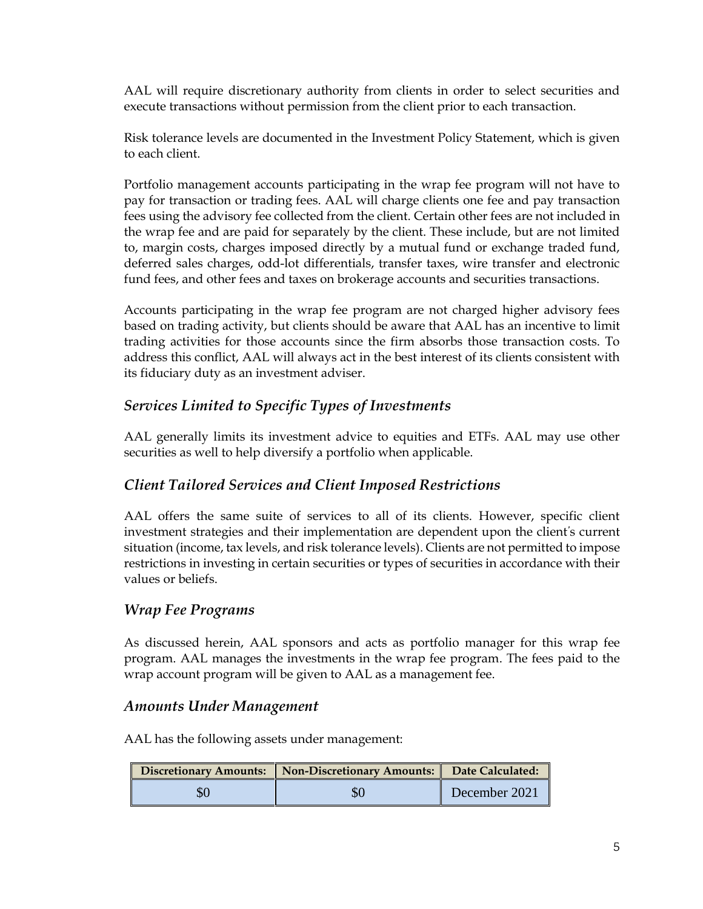AAL will require discretionary authority from clients in order to select securities and execute transactions without permission from the client prior to each transaction.

Risk tolerance levels are documented in the Investment Policy Statement, which is given to each client.

Portfolio management accounts participating in the wrap fee program will not have to pay for transaction or trading fees. AAL will charge clients one fee and pay transaction fees using the advisory fee collected from the client. Certain other fees are not included in the wrap fee and are paid for separately by the client. These include, but are not limited to, margin costs, charges imposed directly by a mutual fund or exchange traded fund, deferred sales charges, odd-lot differentials, transfer taxes, wire transfer and electronic fund fees, and other fees and taxes on brokerage accounts and securities transactions.

Accounts participating in the wrap fee program are not charged higher advisory fees based on trading activity, but clients should be aware that AAL has an incentive to limit trading activities for those accounts since the firm absorbs those transaction costs. To address this conflict, AAL will always act in the best interest of its clients consistent with its fiduciary duty as an investment adviser.

### *Services Limited to Specific Types of Investments*

AAL generally limits its investment advice to equities and ETFs. AAL may use other securities as well to help diversify a portfolio when applicable.

### *Client Tailored Services and Client Imposed Restrictions*

AAL offers the same suite of services to all of its clients. However, specific client investment strategies and their implementation are dependent upon the client's current situation (income, tax levels, and risk tolerance levels). Clients are not permitted to impose restrictions in investing in certain securities or types of securities in accordance with their values or beliefs.

### *Wrap Fee Programs*

As discussed herein, AAL sponsors and acts as portfolio manager for this wrap fee program. AAL manages the investments in the wrap fee program. The fees paid to the wrap account program will be given to AAL as a management fee.

### *Amounts Under Management*

AAL has the following assets under management:

| Discretionary Amounts: | Non-Discretionary Amounts: | Date Calculated: |
|---|---|---|
| $0 | $0 | December 2021 |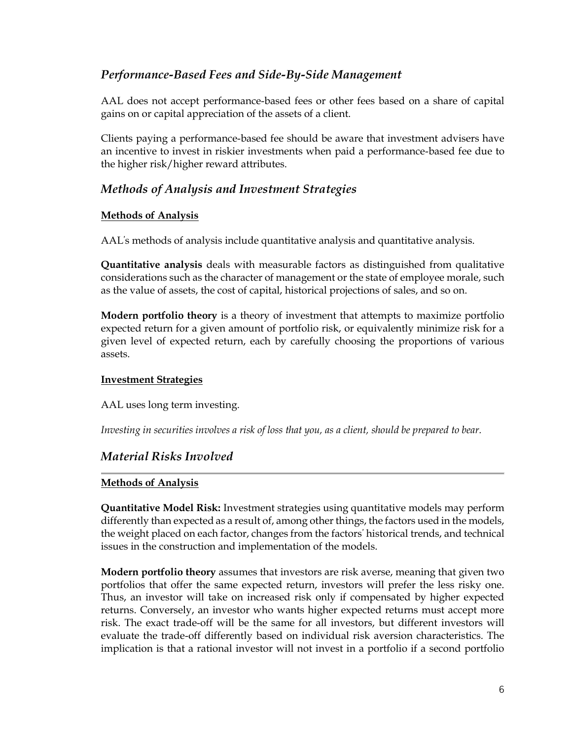## *Performance-Based Fees and Side-By-Side Management*

AAL does not accept performance-based fees or other fees based on a share of capital gains on or capital appreciation of the assets of a client.

Clients paying a performance-based fee should be aware that investment advisers have an incentive to invest in riskier investments when paid a performance-based fee due to the higher risk/higher reward attributes.

## *Methods of Analysis and Investment Strategies*

### Methods of Analysis

AAL's methods of analysis include quantitative analysis and quantitative analysis.

**Quantitative analysis** deals with measurable factors as distinguished from qualitative considerations such as the character of management or the state of employee morale, such as the value of assets, the cost of capital, historical projections of sales, and so on.

**Modern portfolio theory** is a theory of investment that attempts to maximize portfolio expected return for a given amount of portfolio risk, or equivalently minimize risk for a given level of expected return, each by carefully choosing the proportions of various assets.

### Investment Strategies

AAL uses long term investing.

*Investing in securities involves a risk of loss that you, as a client, should be prepared to bear.*

## *Material Risks Involved*

### Methods of Analysis

**Quantitative Model Risk:** Investment strategies using quantitative models may perform differently than expected as a result of, among other things, the factors used in the models, the weight placed on each factor, changes from the factors' historical trends, and technical issues in the construction and implementation of the models.

**Modern portfolio theory** assumes that investors are risk averse, meaning that given two portfolios that offer the same expected return, investors will prefer the less risky one. Thus, an investor will take on increased risk only if compensated by higher expected returns. Conversely, an investor who wants higher expected returns must accept more risk. The exact trade-off will be the same for all investors, but different investors will evaluate the trade-off differently based on individual risk aversion characteristics. The implication is that a rational investor will not invest in a portfolio if a second portfolio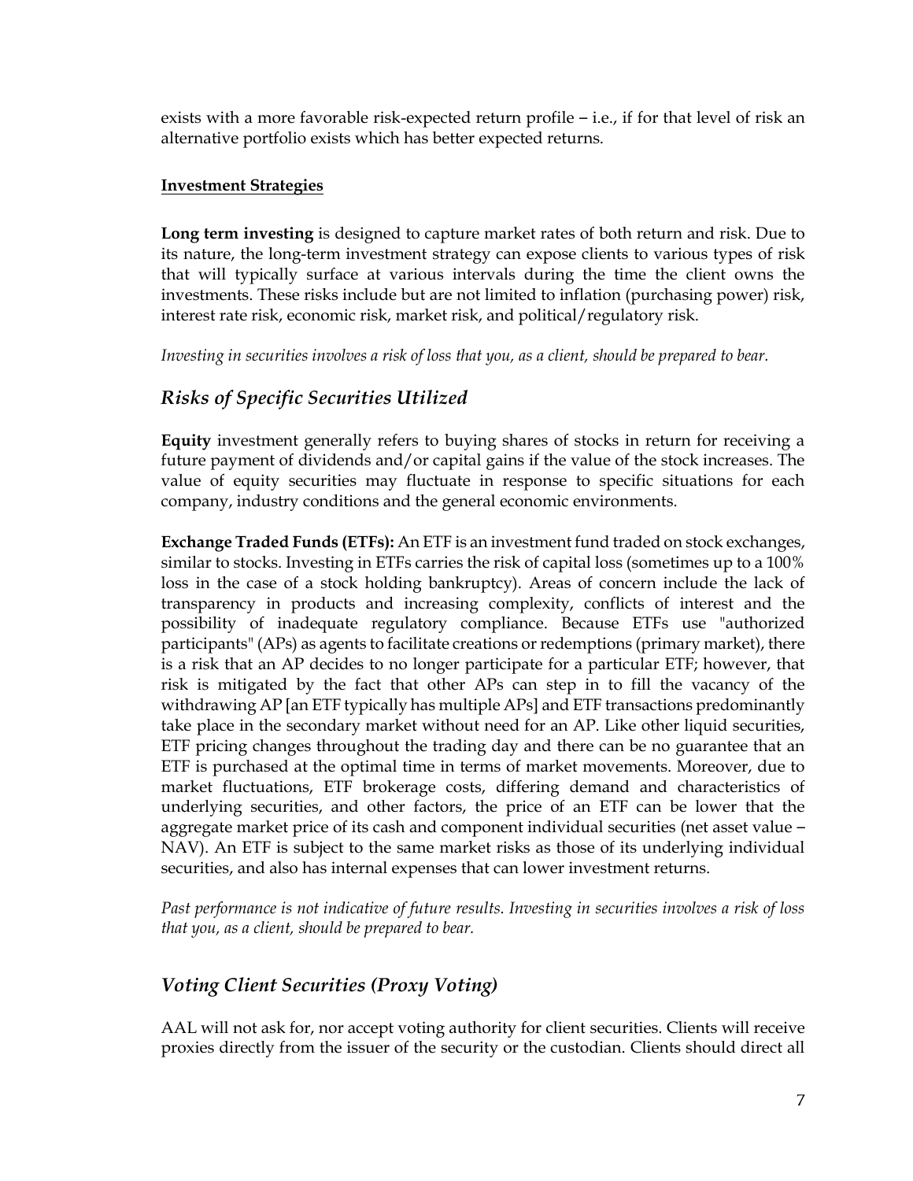exists with a more favorable risk-expected return profile – i.e., if for that level of risk an alternative portfolio exists which has better expected returns.

**Investment Strategies**

**Long term investing** is designed to capture market rates of both return and risk. Due to its nature, the long-term investment strategy can expose clients to various types of risk that will typically surface at various intervals during the time the client owns the investments. These risks include but are not limited to inflation (purchasing power) risk, interest rate risk, economic risk, market risk, and political/regulatory risk.

*Investing in securities involves a risk of loss that you, as a client, should be prepared to bear.*

## *Risks of Specific Securities Utilized*

**Equity** investment generally refers to buying shares of stocks in return for receiving a future payment of dividends and/or capital gains if the value of the stock increases. The value of equity securities may fluctuate in response to specific situations for each company, industry conditions and the general economic environments.

**Exchange Traded Funds (ETFs):** An ETF is an investment fund traded on stock exchanges, similar to stocks. Investing in ETFs carries the risk of capital loss (sometimes up to a 100% loss in the case of a stock holding bankruptcy). Areas of concern include the lack of transparency in products and increasing complexity, conflicts of interest and the possibility of inadequate regulatory compliance. Because ETFs use "authorized participants" (APs) as agents to facilitate creations or redemptions (primary market), there is a risk that an AP decides to no longer participate for a particular ETF; however, that risk is mitigated by the fact that other APs can step in to fill the vacancy of the withdrawing AP [an ETF typically has multiple APs] and ETF transactions predominantly take place in the secondary market without need for an AP. Like other liquid securities, ETF pricing changes throughout the trading day and there can be no guarantee that an ETF is purchased at the optimal time in terms of market movements. Moreover, due to market fluctuations, ETF brokerage costs, differing demand and characteristics of underlying securities, and other factors, the price of an ETF can be lower that the aggregate market price of its cash and component individual securities (net asset value – NAV). An ETF is subject to the same market risks as those of its underlying individual securities, and also has internal expenses that can lower investment returns.

*Past performance is not indicative of future results. Investing in securities involves a risk of loss that you, as a client, should be prepared to bear.*

## *Voting Client Securities (Proxy Voting)*

AAL will not ask for, nor accept voting authority for client securities. Clients will receive proxies directly from the issuer of the security or the custodian. Clients should direct all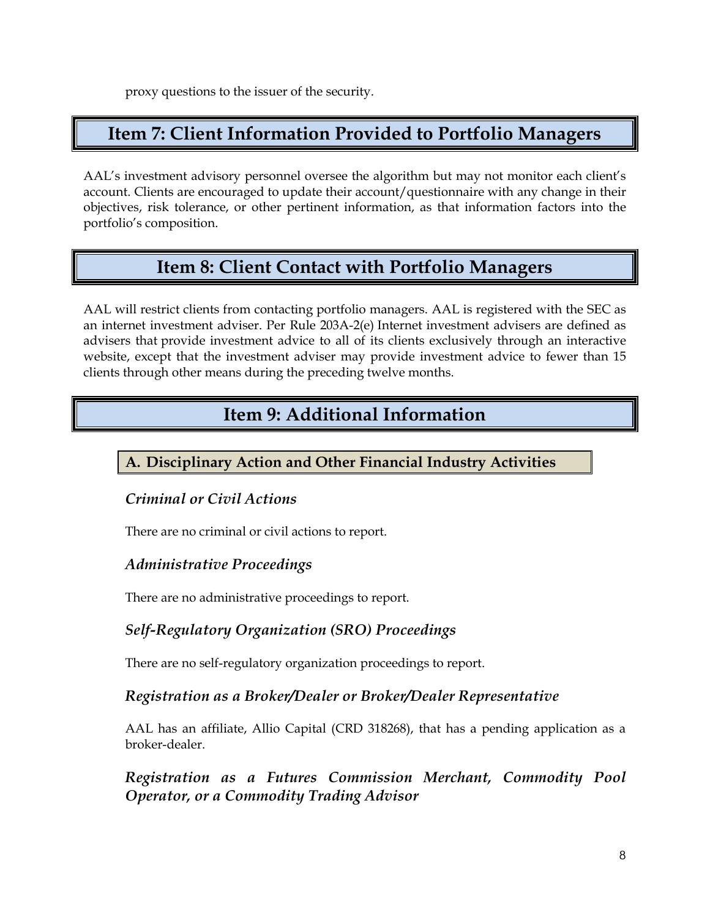proxy questions to the issuer of the security.

## Item 7: Client Information Provided to Portfolio Managers

AAL's investment advisory personnel oversee the algorithm but may not monitor each client's account. Clients are encouraged to update their account/questionnaire with any change in their objectives, risk tolerance, or other pertinent information, as that information factors into the portfolio's composition.

## Item 8: Client Contact with Portfolio Managers

AAL will restrict clients from contacting portfolio managers. AAL is registered with the SEC as an internet investment adviser. Per Rule 203A-2(e) Internet investment advisers are defined as advisers that provide investment advice to all of its clients exclusively through an interactive website, except that the investment adviser may provide investment advice to fewer than 15 clients through other means during the preceding twelve months.

## Item 9: Additional Information

### A. Disciplinary Action and Other Financial Industry Activities

#### *Criminal or Civil Actions*

There are no criminal or civil actions to report.

#### *Administrative Proceedings*

There are no administrative proceedings to report.

#### *Self-Regulatory Organization (SRO) Proceedings*

There are no self-regulatory organization proceedings to report.

#### *Registration as a Broker/Dealer or Broker/Dealer Representative*

AAL has an affiliate, Allio Capital (CRD 318268), that has a pending application as a broker-dealer.

#### *Registration as a Futures Commission Merchant, Commodity Pool Operator, or a Commodity Trading Advisor*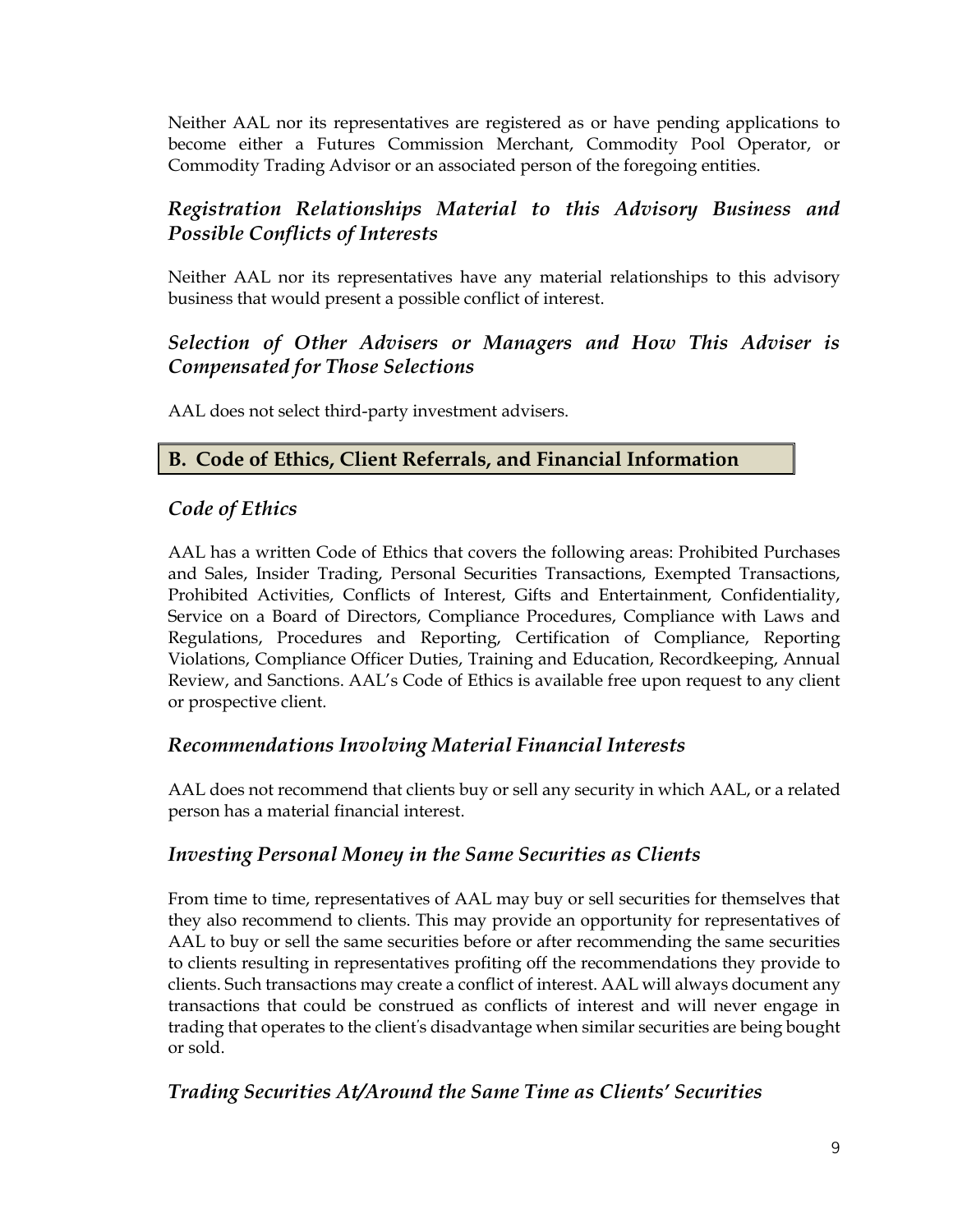Neither AAL nor its representatives are registered as or have pending applications to become either a Futures Commission Merchant, Commodity Pool Operator, or Commodity Trading Advisor or an associated person of the foregoing entities.

### *Registration Relationships Material to this Advisory Business and Possible Conflicts of Interests*

Neither AAL nor its representatives have any material relationships to this advisory business that would present a possible conflict of interest.

### *Selection of Other Advisers or Managers and How This Adviser is Compensated for Those Selections*

AAL does not select third-party investment advisers.

## B. Code of Ethics, Client Referrals, and Financial Information

### *Code of Ethics*

AAL has a written Code of Ethics that covers the following areas: Prohibited Purchases and Sales, Insider Trading, Personal Securities Transactions, Exempted Transactions, Prohibited Activities, Conflicts of Interest, Gifts and Entertainment, Confidentiality, Service on a Board of Directors, Compliance Procedures, Compliance with Laws and Regulations, Procedures and Reporting, Certification of Compliance, Reporting Violations, Compliance Officer Duties, Training and Education, Recordkeeping, Annual Review, and Sanctions. AAL's Code of Ethics is available free upon request to any client or prospective client.

### *Recommendations Involving Material Financial Interests*

AAL does not recommend that clients buy or sell any security in which AAL, or a related person has a material financial interest.

### *Investing Personal Money in the Same Securities as Clients*

From time to time, representatives of AAL may buy or sell securities for themselves that they also recommend to clients. This may provide an opportunity for representatives of AAL to buy or sell the same securities before or after recommending the same securities to clients resulting in representatives profiting off the recommendations they provide to clients. Such transactions may create a conflict of interest. AAL will always document any transactions that could be construed as conflicts of interest and will never engage in trading that operates to the client's disadvantage when similar securities are being bought or sold.

### *Trading Securities At/Around the Same Time as Clients' Securities*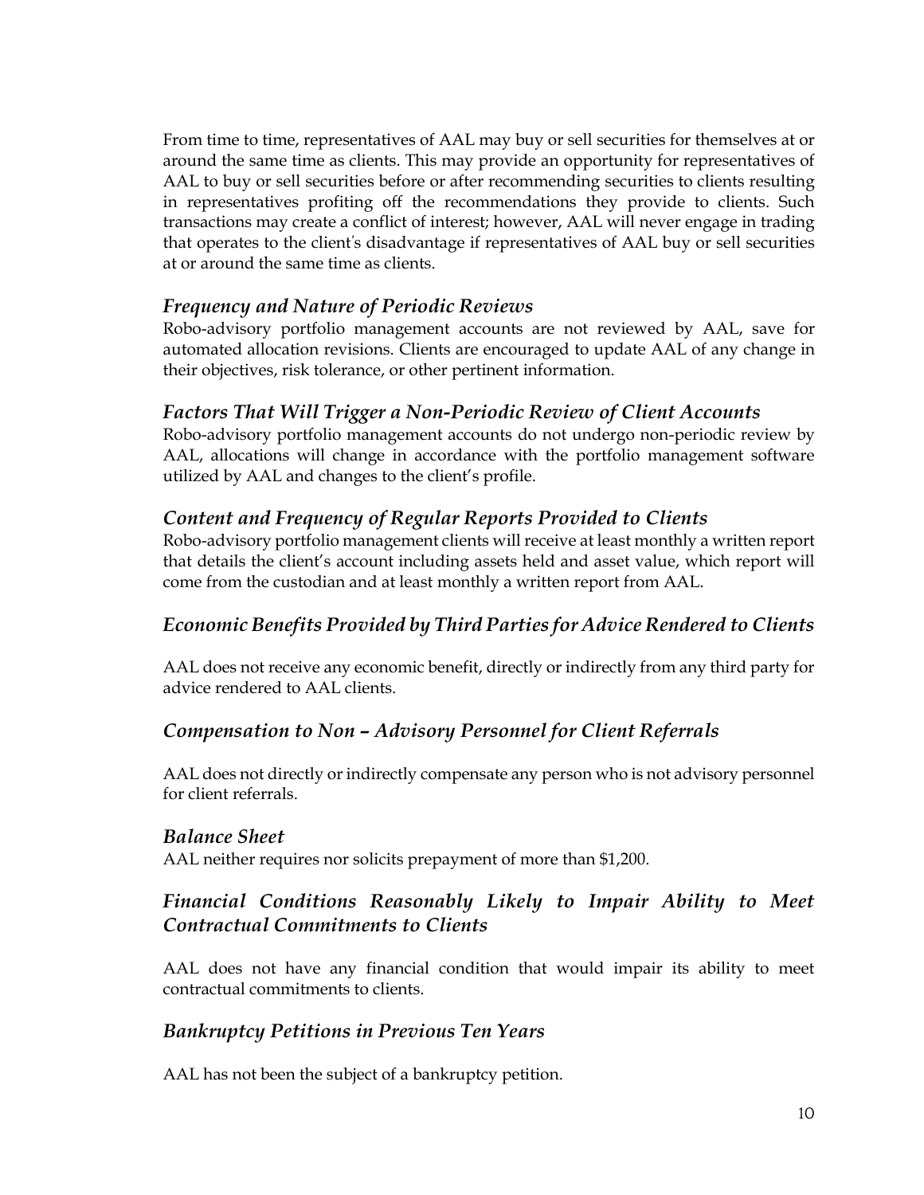From time to time, representatives of AAL may buy or sell securities for themselves at or around the same time as clients. This may provide an opportunity for representatives of AAL to buy or sell securities before or after recommending securities to clients resulting in representatives profiting off the recommendations they provide to clients. Such transactions may create a conflict of interest; however, AAL will never engage in trading that operates to the client's disadvantage if representatives of AAL buy or sell securities at or around the same time as clients.

### *Frequency and Nature of Periodic Reviews*

Robo-advisory portfolio management accounts are not reviewed by AAL, save for automated allocation revisions. Clients are encouraged to update AAL of any change in their objectives, risk tolerance, or other pertinent information.

### *Factors That Will Trigger a Non-Periodic Review of Client Accounts*

Robo-advisory portfolio management accounts do not undergo non-periodic review by AAL, allocations will change in accordance with the portfolio management software utilized by AAL and changes to the client's profile.

### *Content and Frequency of Regular Reports Provided to Clients*

Robo-advisory portfolio management clients will receive at least monthly a written report that details the client's account including assets held and asset value, which report will come from the custodian and at least monthly a written report from AAL.

### *Economic Benefits Provided by Third Parties for Advice Rendered to Clients*

AAL does not receive any economic benefit, directly or indirectly from any third party for advice rendered to AAL clients.

### *Compensation to Non – Advisory Personnel for Client Referrals*

AAL does not directly or indirectly compensate any person who is not advisory personnel for client referrals.

### *Balance Sheet*

AAL neither requires nor solicits prepayment of more than $1,200.

### *Financial Conditions Reasonably Likely to Impair Ability to Meet Contractual Commitments to Clients*

AAL does not have any financial condition that would impair its ability to meet contractual commitments to clients.

### *Bankruptcy Petitions in Previous Ten Years*

AAL has not been the subject of a bankruptcy petition.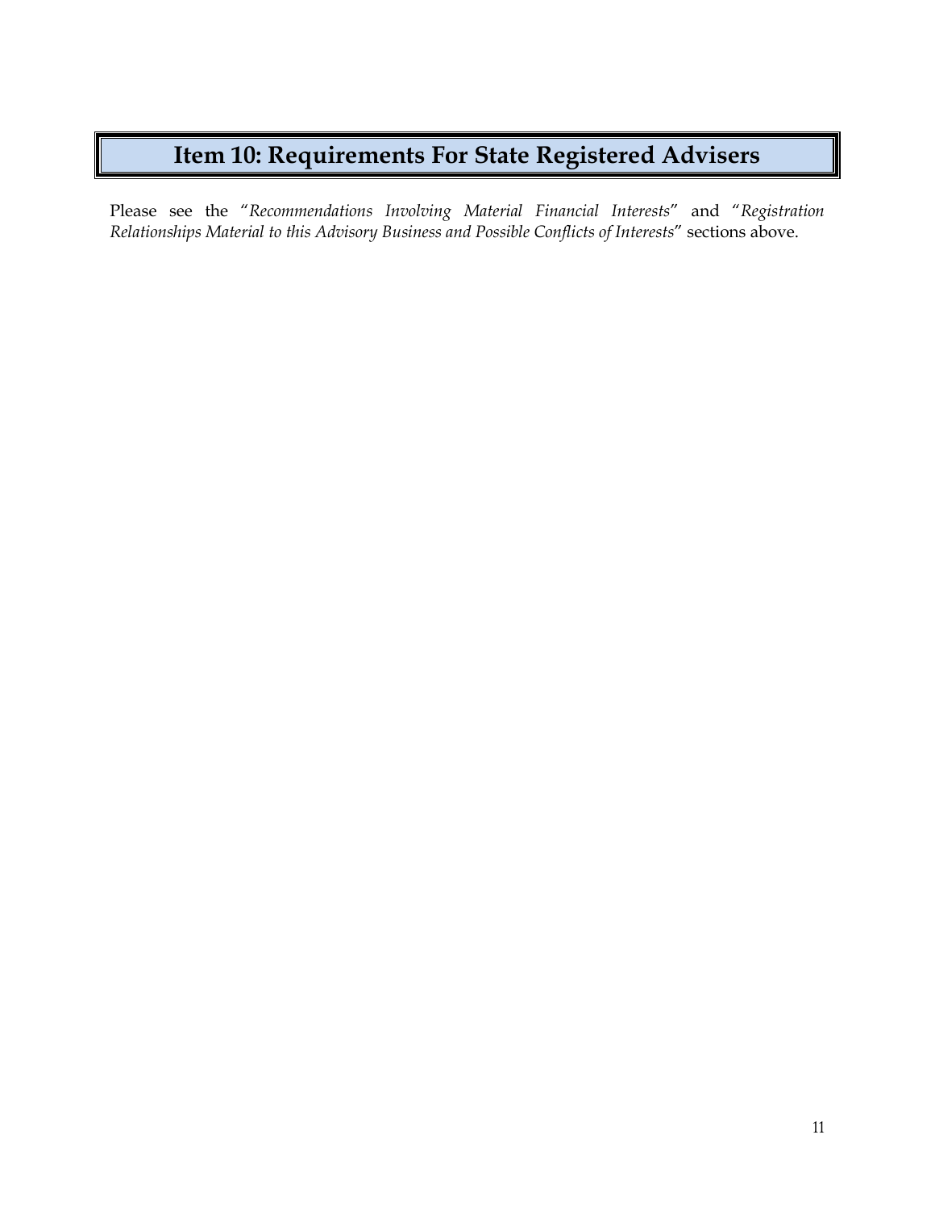# Item 10: Requirements For State Registered Advisers

Please see the "*Recommendations Involving Material Financial Interests*" and "*Registration Relationships Material to this Advisory Business and Possible Conflicts of Interests*" sections above.